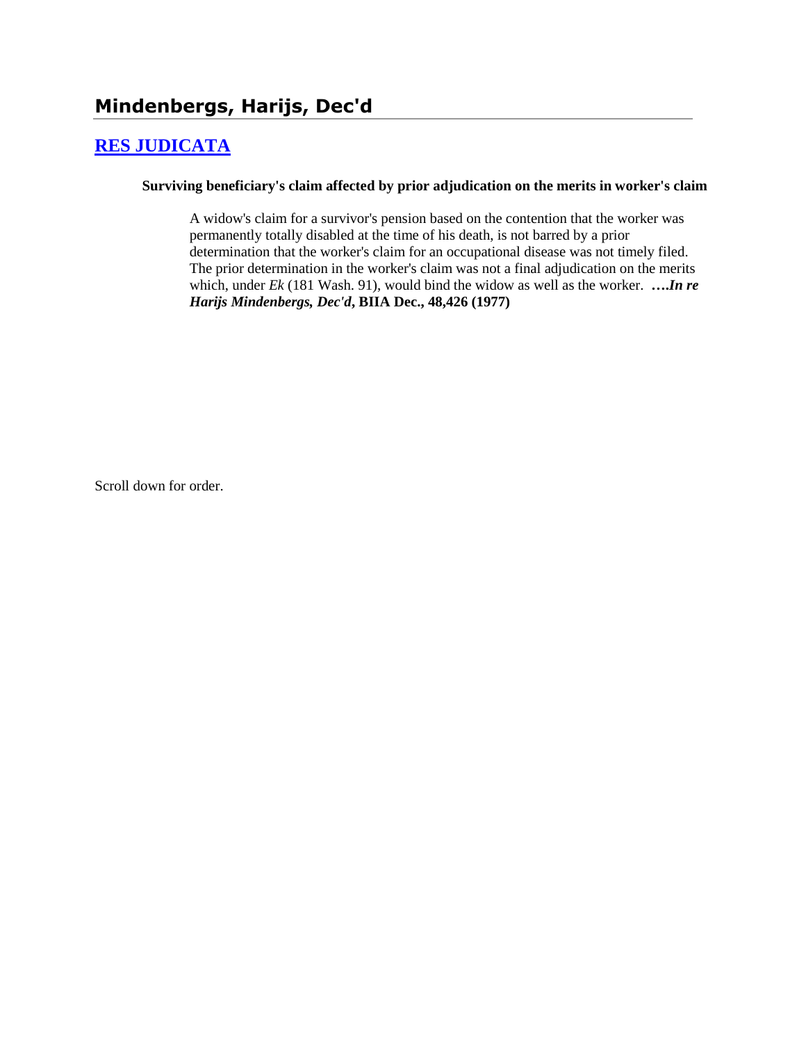## Mindenbergs, Harijs, Dec'd

### RES JUDICATA

**Surviving beneficiary's claim affected by prior adjudication on the merits in worker's claim**

A widow's claim for a survivor's pension based on the contention that the worker was permanently totally disabled at the time of his death, is not barred by a prior determination that the worker's claim for an occupational disease was not timely filed. The prior determination in the worker's claim was not a final adjudication on the merits which, under *Ek* (181 Wash. 91), would bind the widow as well as the worker. **….*In re Harijs Mindenbergs, Dec'd*, BIIA Dec., 48,426 (1977)**

Scroll down for order.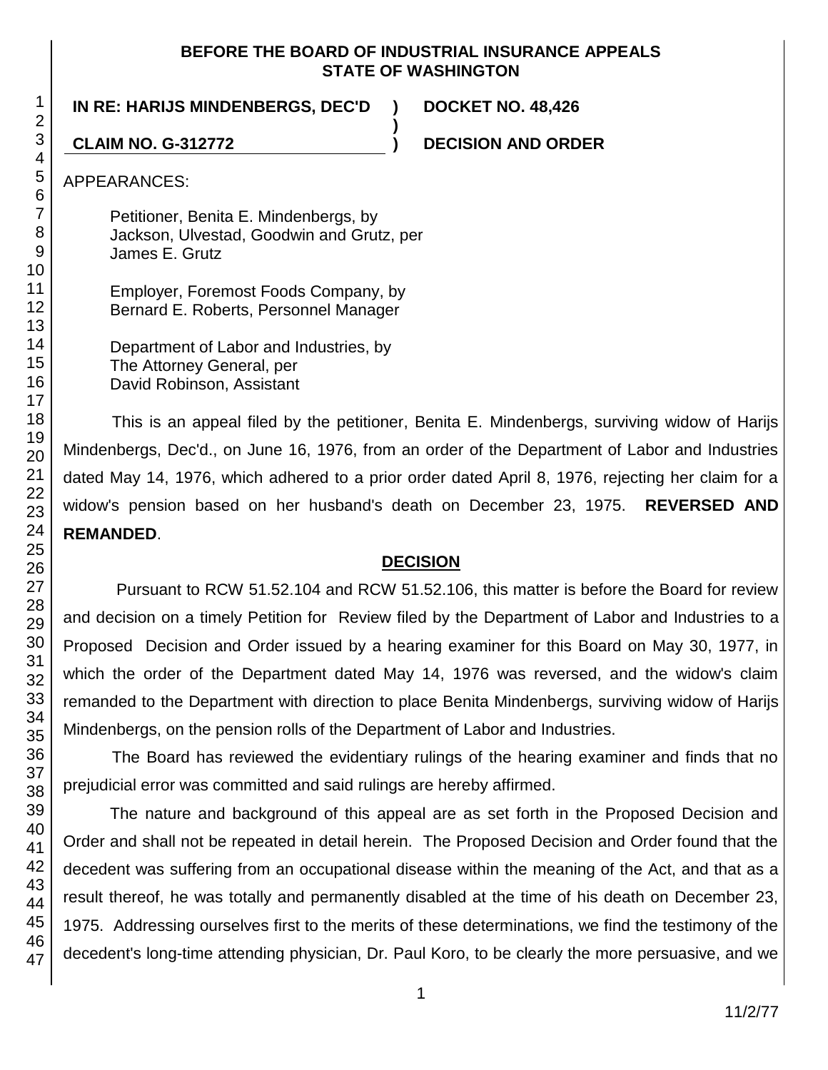**BEFORE THE BOARD OF INDUSTRIAL INSURANCE APPEALS**
**STATE OF WASHINGTON**

**IN RE: HARIJS MINDENBERGS, DEC'D** ) **DOCKET NO. 48,426**
)
**CLAIM NO. G-312772** ) **DECISION AND ORDER**

APPEARANCES:

Petitioner, Benita E. Mindenbergs, by
Jackson, Ulvestad, Goodwin and Grutz, per
James E. Grutz

Employer, Foremost Foods Company, by
Bernard E. Roberts, Personnel Manager

Department of Labor and Industries, by
The Attorney General, per
David Robinson, Assistant

This is an appeal filed by the petitioner, Benita E. Mindenbergs, surviving widow of Harijs Mindenbergs, Dec'd., on June 16, 1976, from an order of the Department of Labor and Industries dated May 14, 1976, which adhered to a prior order dated April 8, 1976, rejecting her claim for a widow's pension based on her husband's death on December 23, 1975. **REVERSED AND REMANDED**.

## DECISION

Pursuant to RCW 51.52.104 and RCW 51.52.106, this matter is before the Board for review and decision on a timely Petition for Review filed by the Department of Labor and Industries to a Proposed Decision and Order issued by a hearing examiner for this Board on May 30, 1977, in which the order of the Department dated May 14, 1976 was reversed, and the widow's claim remanded to the Department with direction to place Benita Mindenbergs, surviving widow of Harijs Mindenbergs, on the pension rolls of the Department of Labor and Industries.

The Board has reviewed the evidentiary rulings of the hearing examiner and finds that no prejudicial error was committed and said rulings are hereby affirmed.

The nature and background of this appeal are as set forth in the Proposed Decision and Order and shall not be repeated in detail herein. The Proposed Decision and Order found that the decedent was suffering from an occupational disease within the meaning of the Act, and that as a result thereof, he was totally and permanently disabled at the time of his death on December 23, 1975. Addressing ourselves first to the merits of these determinations, we find the testimony of the decedent's long-time attending physician, Dr. Paul Koro, to be clearly the more persuasive, and we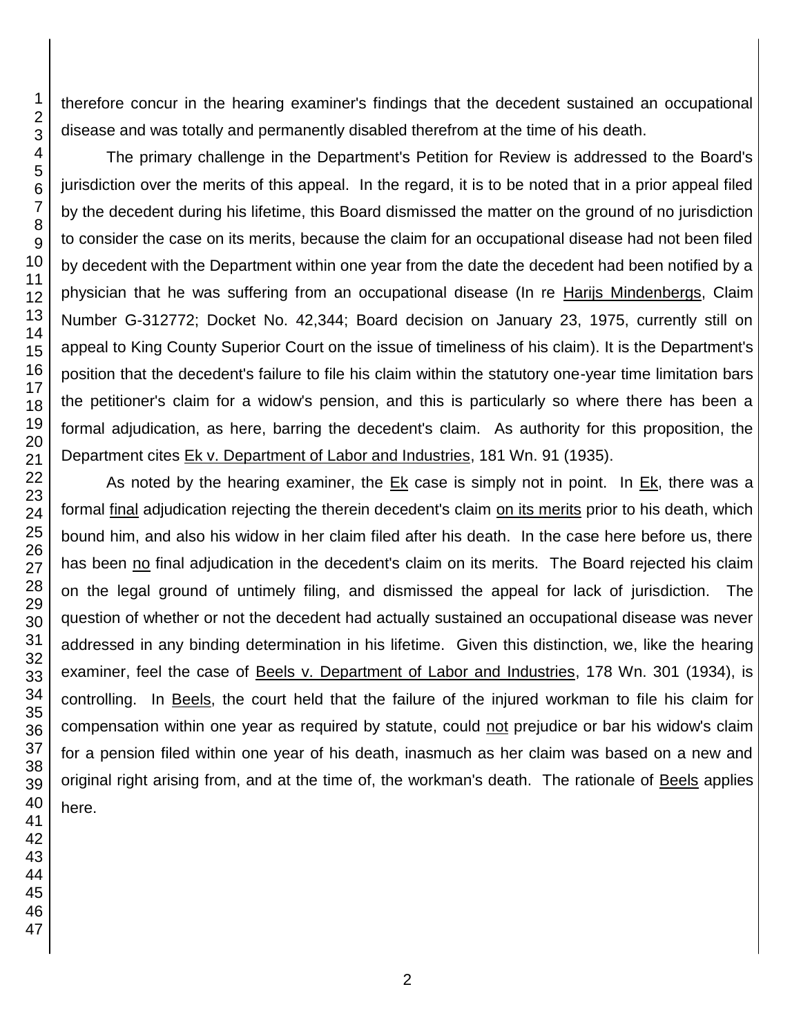therefore concur in the hearing examiner's findings that the decedent sustained an occupational disease and was totally and permanently disabled therefrom at the time of his death.

The primary challenge in the Department's Petition for Review is addressed to the Board's jurisdiction over the merits of this appeal. In the regard, it is to be noted that in a prior appeal filed by the decedent during his lifetime, this Board dismissed the matter on the ground of no jurisdiction to consider the case on its merits, because the claim for an occupational disease had not been filed by decedent with the Department within one year from the date the decedent had been notified by a physician that he was suffering from an occupational disease (In re Harijs Mindenbergs, Claim Number G-312772; Docket No. 42,344; Board decision on January 23, 1975, currently still on appeal to King County Superior Court on the issue of timeliness of his claim). It is the Department's position that the decedent's failure to file his claim within the statutory one-year time limitation bars the petitioner's claim for a widow's pension, and this is particularly so where there has been a formal adjudication, as here, barring the decedent's claim. As authority for this proposition, the Department cites Ek v. Department of Labor and Industries, 181 Wn. 91 (1935).

As noted by the hearing examiner, the Ek case is simply not in point. In Ek, there was a formal final adjudication rejecting the therein decedent's claim on its merits prior to his death, which bound him, and also his widow in her claim filed after his death. In the case here before us, there has been no final adjudication in the decedent's claim on its merits. The Board rejected his claim on the legal ground of untimely filing, and dismissed the appeal for lack of jurisdiction. The question of whether or not the decedent had actually sustained an occupational disease was never addressed in any binding determination in his lifetime. Given this distinction, we, like the hearing examiner, feel the case of Beels v. Department of Labor and Industries, 178 Wn. 301 (1934), is controlling. In Beels, the court held that the failure of the injured workman to file his claim for compensation within one year as required by statute, could not prejudice or bar his widow's claim for a pension filed within one year of his death, inasmuch as her claim was based on a new and original right arising from, and at the time of, the workman's death. The rationale of Beels applies here.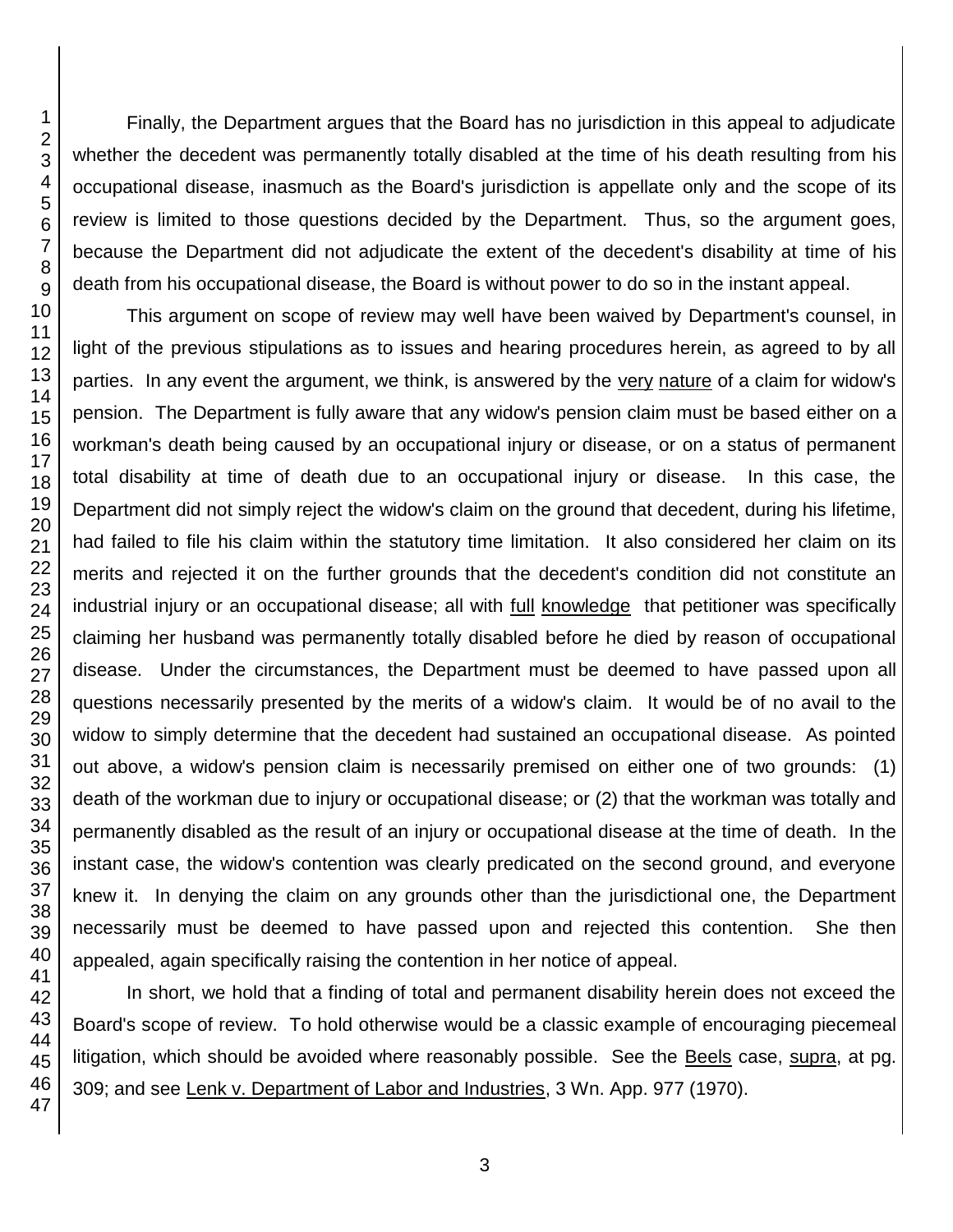Finally, the Department argues that the Board has no jurisdiction in this appeal to adjudicate whether the decedent was permanently totally disabled at the time of his death resulting from his occupational disease, inasmuch as the Board's jurisdiction is appellate only and the scope of its review is limited to those questions decided by the Department. Thus, so the argument goes, because the Department did not adjudicate the extent of the decedent's disability at time of his death from his occupational disease, the Board is without power to do so in the instant appeal.

This argument on scope of review may well have been waived by Department's counsel, in light of the previous stipulations as to issues and hearing procedures herein, as agreed to by all parties. In any event the argument, we think, is answered by the very nature of a claim for widow's pension. The Department is fully aware that any widow's pension claim must be based either on a workman's death being caused by an occupational injury or disease, or on a status of permanent total disability at time of death due to an occupational injury or disease. In this case, the Department did not simply reject the widow's claim on the ground that decedent, during his lifetime, had failed to file his claim within the statutory time limitation. It also considered her claim on its merits and rejected it on the further grounds that the decedent's condition did not constitute an industrial injury or an occupational disease; all with full knowledge that petitioner was specifically claiming her husband was permanently totally disabled before he died by reason of occupational disease. Under the circumstances, the Department must be deemed to have passed upon all questions necessarily presented by the merits of a widow's claim. It would be of no avail to the widow to simply determine that the decedent had sustained an occupational disease. As pointed out above, a widow's pension claim is necessarily premised on either one of two grounds: (1) death of the workman due to injury or occupational disease; or (2) that the workman was totally and permanently disabled as the result of an injury or occupational disease at the time of death. In the instant case, the widow's contention was clearly predicated on the second ground, and everyone knew it. In denying the claim on any grounds other than the jurisdictional one, the Department necessarily must be deemed to have passed upon and rejected this contention. She then appealed, again specifically raising the contention in her notice of appeal.

In short, we hold that a finding of total and permanent disability herein does not exceed the Board's scope of review. To hold otherwise would be a classic example of encouraging piecemeal litigation, which should be avoided where reasonably possible. See the Beels case, supra, at pg. 309; and see Lenk v. Department of Labor and Industries, 3 Wn. App. 977 (1970).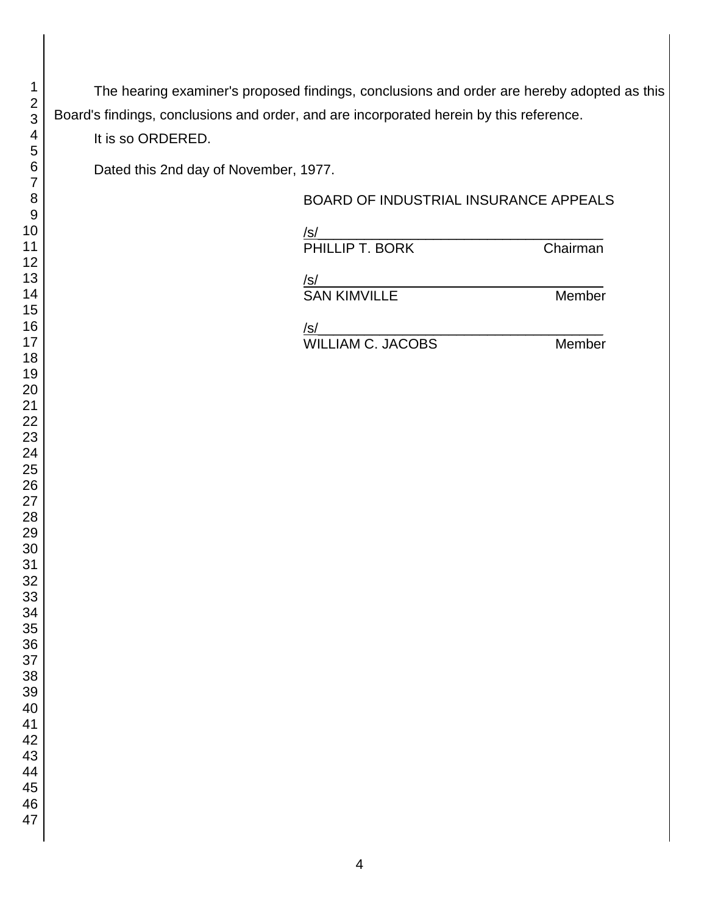The hearing examiner's proposed findings, conclusions and order are hereby adopted as this Board's findings, conclusions and order, and are incorporated herein by this reference.

It is so ORDERED.

Dated this 2nd day of November, 1977.

BOARD OF INDUSTRIAL INSURANCE APPEALS

/s/
PHILLIP T. BORK Chairman

/s/
SAN KIMVILLE Member

/s/
WILLIAM C. JACOBS Member